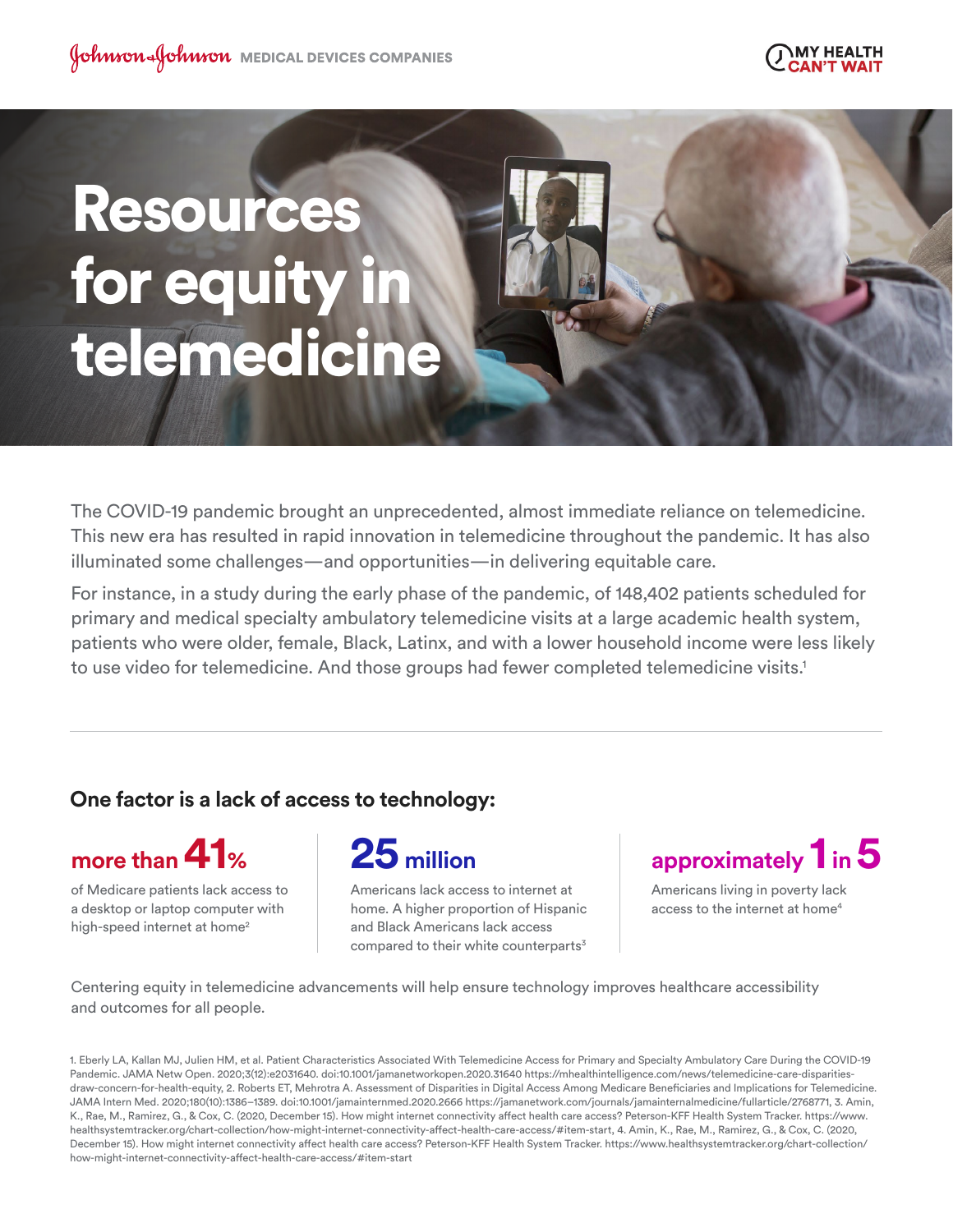Johnson & Johnson MEDICAL DEVICES COMPANIES

MY HEALTH CAN'T WAIT

# Resources for equity in telemedicine

The COVID-19 pandemic brought an unprecedented, almost immediate reliance on telemedicine. This new era has resulted in rapid innovation in telemedicine throughout the pandemic. It has also illuminated some challenges—and opportunities—in delivering equitable care.

For instance, in a study during the early phase of the pandemic, of 148,402 patients scheduled for primary and medical specialty ambulatory telemedicine visits at a large academic health system, patients who were older, female, Black, Latinx, and with a lower household income were less likely to use video for telemedicine. And those groups had fewer completed telemedicine visits.[1]

---

### One factor is a lack of access to technology:

**more than 41%**

of Medicare patients lack access to a desktop or laptop computer with high-speed internet at home[2]

**25 million**

Americans lack access to internet at home. A higher proportion of Hispanic and Black Americans lack access compared to their white counterparts[3]

**approximately 1 in 5**

Americans living in poverty lack access to the internet at home[4]

Centering equity in telemedicine advancements will help ensure technology improves healthcare accessibility and outcomes for all people.

1. Eberly LA, Kallan MJ, Julien HM, et al. Patient Characteristics Associated With Telemedicine Access for Primary and Specialty Ambulatory Care During the COVID-19 Pandemic. JAMA Netw Open. 2020;3(12):e2031640. doi:10.1001/jamanetworkopen.2020.31640 https://mhealthintelligence.com/news/telemedicine-care-disparities-draw-concern-for-health-equity, 2. Roberts ET, Mehrotra A. Assessment of Disparities in Digital Access Among Medicare Beneficiaries and Implications for Telemedicine. JAMA Intern Med. 2020;180(10):1386–1389. doi:10.1001/jamainternmed.2020.2666 https://jamanetwork.com/journals/jamainternalmedicine/fullarticle/2768771, 3. Amin, K., Rae, M., Ramirez, G., & Cox, C. (2020, December 15). How might internet connectivity affect health care access? Peterson-KFF Health System Tracker. https://www.healthsystemtracker.org/chart-collection/how-might-internet-connectivity-affect-health-care-access/#item-start, 4. Amin, K., Rae, M., Ramirez, G., & Cox, C. (2020, December 15). How might internet connectivity affect health care access? Peterson-KFF Health System Tracker. https://www.healthsystemtracker.org/chart-collection/how-might-internet-connectivity-affect-health-care-access/#item-start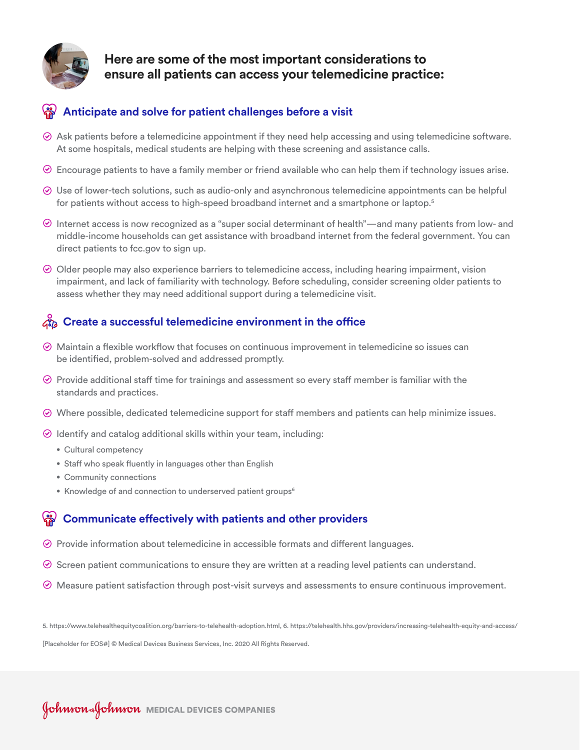## Here are some of the most important considerations to ensure all patients can access your telemedicine practice:

### Anticipate and solve for patient challenges before a visit

- Ask patients before a telemedicine appointment if they need help accessing and using telemedicine software. At some hospitals, medical students are helping with these screening and assistance calls.
- Encourage patients to have a family member or friend available who can help them if technology issues arise.
- Use of lower-tech solutions, such as audio-only and asynchronous telemedicine appointments can be helpful for patients without access to high-speed broadband internet and a smartphone or laptop.[5]
- Internet access is now recognized as a "super social determinant of health"—and many patients from low- and middle-income households can get assistance with broadband internet from the federal government. You can direct patients to fcc.gov to sign up.
- Older people may also experience barriers to telemedicine access, including hearing impairment, vision impairment, and lack of familiarity with technology. Before scheduling, consider screening older patients to assess whether they may need additional support during a telemedicine visit.

### Create a successful telemedicine environment in the office

- Maintain a flexible workflow that focuses on continuous improvement in telemedicine so issues can be identified, problem-solved and addressed promptly.
- Provide additional staff time for trainings and assessment so every staff member is familiar with the standards and practices.
- Where possible, dedicated telemedicine support for staff members and patients can help minimize issues.
- Identify and catalog additional skills within your team, including:
  - Cultural competency
  - Staff who speak fluently in languages other than English
  - Community connections
  - Knowledge of and connection to underserved patient groups[6]

### Communicate effectively with patients and other providers

- Provide information about telemedicine in accessible formats and different languages.
- Screen patient communications to ensure they are written at a reading level patients can understand.
- Measure patient satisfaction through post-visit surveys and assessments to ensure continuous improvement.

5. https://www.telehealthequitycoalition.org/barriers-to-telehealth-adoption.html, 6. https://telehealth.hhs.gov/providers/increasing-telehealth-equity-and-access/

[Placeholder for EOS#] © Medical Devices Business Services, Inc. 2020 All Rights Reserved.

Johnson & Johnson MEDICAL DEVICES COMPANIES